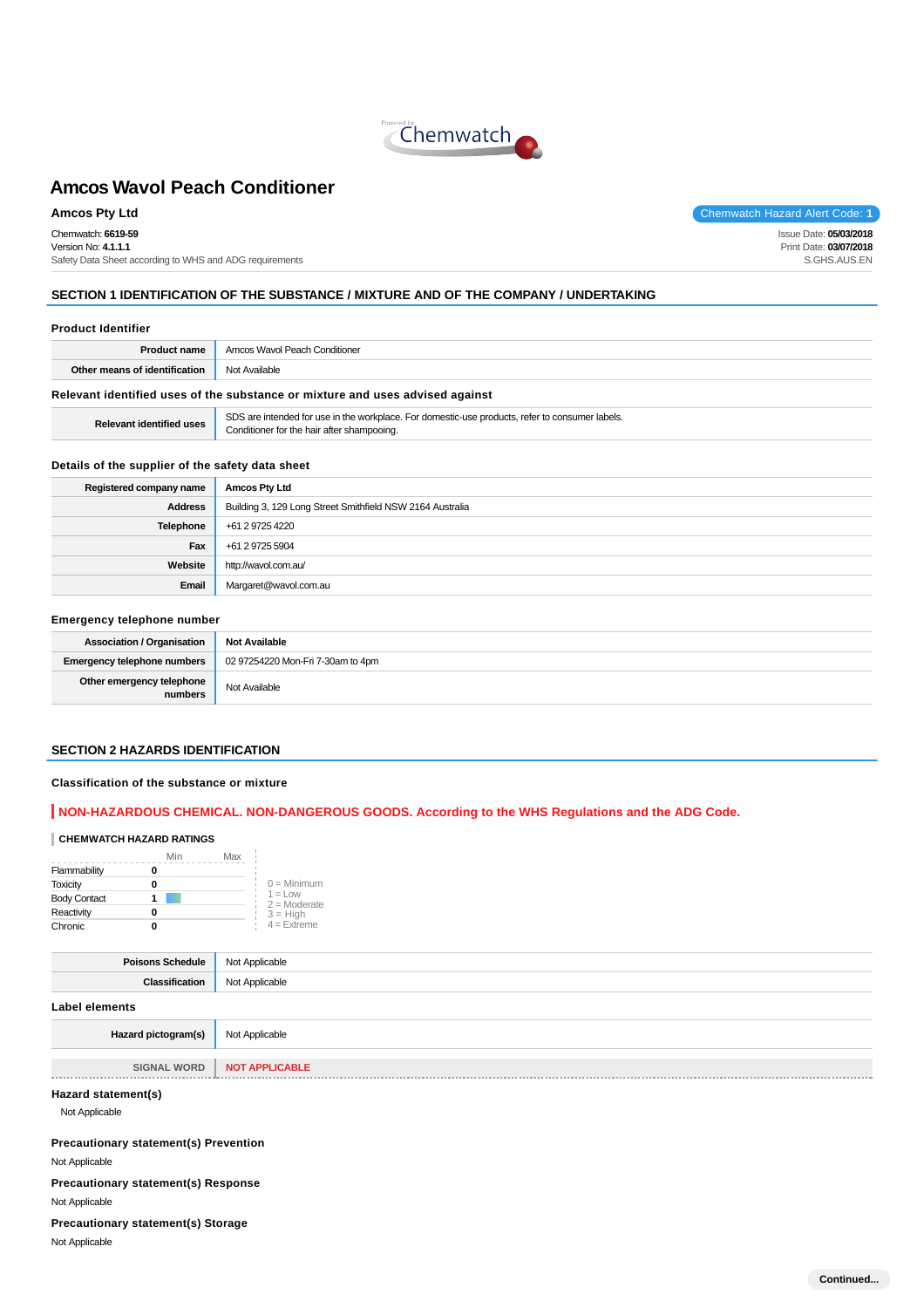# Amcos Wavol Peach Conditioner

**Amcos Pty Ltd**

Chemwatch Hazard Alert Code: **1**

Chemwatch: **6619-59**
Version No: **4.1.1.1**
Safety Data Sheet according to WHS and ADG requirements

Issue Date: **05/03/2018**
Print Date: **03/07/2018**
S.GHS.AUS.EN

## SECTION 1 IDENTIFICATION OF THE SUBSTANCE / MIXTURE AND OF THE COMPANY / UNDERTAKING

### Product Identifier

| | |
|---|---|
| **Product name** | Amcos Wavol Peach Conditioner |
| **Other means of identification** | Not Available |

### Relevant identified uses of the substance or mixture and uses advised against

| | |
|---|---|
| **Relevant identified uses** | SDS are intended for use in the workplace. For domestic-use products, refer to consumer labels.<br>Conditioner for the hair after shampooing. |

### Details of the supplier of the safety data sheet

| | |
|---|---|
| **Registered company name** | **Amcos Pty Ltd** |
| **Address** | Building 3, 129 Long Street Smithfield NSW 2164 Australia |
| **Telephone** | +61 2 9725 4220 |
| **Fax** | +61 2 9725 5904 |
| **Website** | http://wavol.com.au/ |
| **Email** | Margaret@wavol.com.au |

### Emergency telephone number

| | |
|---|---|
| **Association / Organisation** | **Not Available** |
| **Emergency telephone numbers** | 02 97254220 Mon-Fri 7-30am to 4pm |
| **Other emergency telephone numbers** | Not Available |

## SECTION 2 HAZARDS IDENTIFICATION

### Classification of the substance or mixture

**NON-HAZARDOUS CHEMICAL. NON-DANGEROUS GOODS. According to the WHS Regulations and the ADG Code.**

**CHEMWATCH HAZARD RATINGS**

| | Min | Max |
|---|---|---|
| Flammability | 0 | |
| Toxicity | 0 | |
| Body Contact | 1 | |
| Reactivity | 0 | |
| Chronic | 0 | |

0 = Minimum
1 = Low
2 = Moderate
3 = High
4 = Extreme

| | |
|---|---|
| **Poisons Schedule** | Not Applicable |
| **Classification** | Not Applicable |

### Label elements

| | |
|---|---|
| **Hazard pictogram(s)** | Not Applicable |
| SIGNAL WORD | **NOT APPLICABLE** |

### Hazard statement(s)

Not Applicable

### Precautionary statement(s) Prevention

Not Applicable

### Precautionary statement(s) Response

Not Applicable

### Precautionary statement(s) Storage

Not Applicable

**Continued...**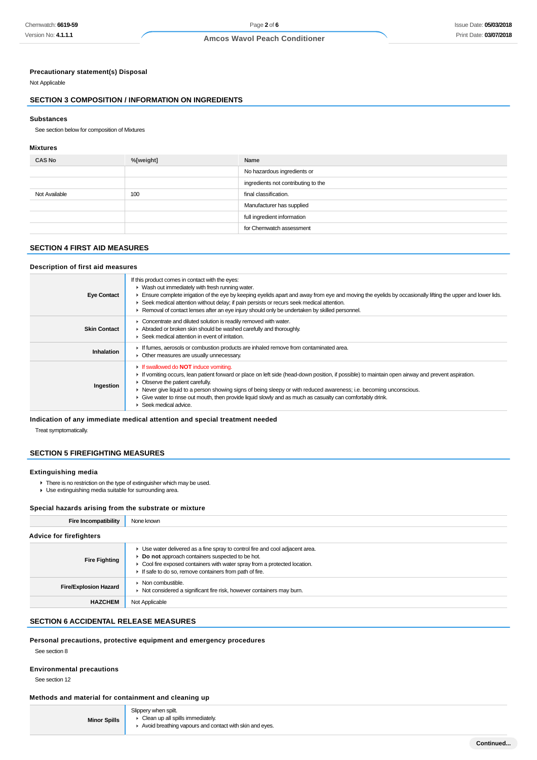### Precautionary statement(s) Disposal

Not Applicable

## SECTION 3 COMPOSITION / INFORMATION ON INGREDIENTS

### Substances

See section below for composition of Mixtures

### Mixtures

| CAS No | %[weight] | Name |
|---|---|---|
| Not Available | 100 | No hazardous ingredients or ingredients not contributing to the final classification. Manufacturer has supplied full ingredient information for Chemwatch assessment |

## SECTION 4 FIRST AID MEASURES

### Description of first aid measures

| | |
|---|---|
| **Eye Contact** | If this product comes in contact with the eyes:<br>▸ Wash out immediately with fresh running water.<br>▸ Ensure complete irrigation of the eye by keeping eyelids apart and away from eye and moving the eyelids by occasionally lifting the upper and lower lids.<br>▸ Seek medical attention without delay; if pain persists or recurs seek medical attention.<br>▸ Removal of contact lenses after an eye injury should only be undertaken by skilled personnel. |
| **Skin Contact** | ▸ Concentrate and diluted solution is readily removed with water.<br>▸ Abraded or broken skin should be washed carefully and thoroughly.<br>▸ Seek medical attention in event of irritation. |
| **Inhalation** | ▸ If fumes, aerosols or combustion products are inhaled remove from contaminated area.<br>▸ Other measures are usually unnecessary. |
| **Ingestion** | ▸ If swallowed do **NOT** induce vomiting.<br>▸ If vomiting occurs, lean patient forward or place on left side (head-down position, if possible) to maintain open airway and prevent aspiration.<br>▸ Observe the patient carefully.<br>▸ Never give liquid to a person showing signs of being sleepy or with reduced awareness; i.e. becoming unconscious.<br>▸ Give water to rinse out mouth, then provide liquid slowly and as much as casualty can comfortably drink.<br>▸ Seek medical advice. |

### Indication of any immediate medical attention and special treatment needed

Treat symptomatically.

## SECTION 5 FIREFIGHTING MEASURES

### Extinguishing media

- There is no restriction on the type of extinguisher which may be used.
- Use extinguishing media suitable for surrounding area.

### Special hazards arising from the substrate or mixture

| | |
|---|---|
| **Fire Incompatibility** | None known |

### Advice for firefighters

| | |
|---|---|
| **Fire Fighting** | ▸ Use water delivered as a fine spray to control fire and cool adjacent area.<br>▸ **Do not** approach containers suspected to be hot.<br>▸ Cool fire exposed containers with water spray from a protected location.<br>▸ If safe to do so, remove containers from path of fire. |
| **Fire/Explosion Hazard** | ▸ Non combustible.<br>▸ Not considered a significant fire risk, however containers may burn. |
| **HAZCHEM** | Not Applicable |

## SECTION 6 ACCIDENTAL RELEASE MEASURES

### Personal precautions, protective equipment and emergency procedures

See section 8

### Environmental precautions

See section 12

### Methods and material for containment and cleaning up

| | |
|---|---|
| **Minor Spills** | Slippery when spilt.<br>▸ Clean up all spills immediately.<br>▸ Avoid breathing vapours and contact with skin and eyes. |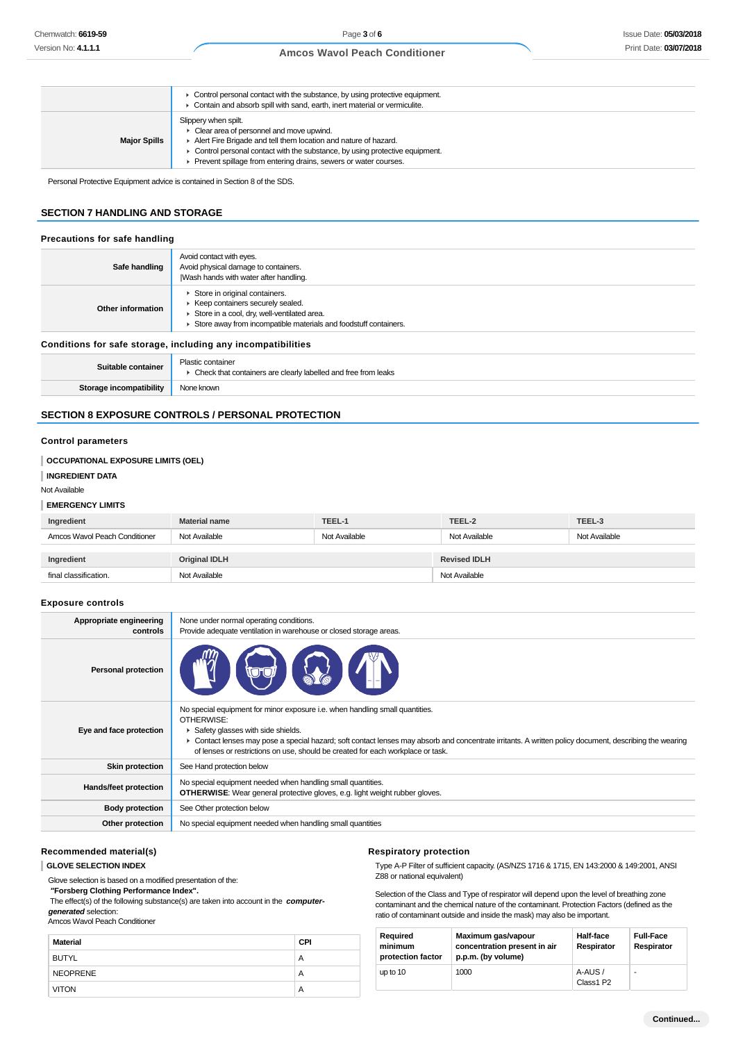|  |  |
|---|---|
|  | ▸ Control personal contact with the substance, by using protective equipment.<br>▸ Contain and absorb spill with sand, earth, inert material or vermiculite. |
| **Major Spills** | Slippery when spilt.<br>▸ Clear area of personnel and move upwind.<br>▸ Alert Fire Brigade and tell them location and nature of hazard.<br>▸ Control personal contact with the substance, by using protective equipment.<br>▸ Prevent spillage from entering drains, sewers or water courses. |

Personal Protective Equipment advice is contained in Section 8 of the SDS.

## SECTION 7 HANDLING AND STORAGE

### Precautions for safe handling

|  |  |
|---|---|
| **Safe handling** | Avoid contact with eyes.<br>Avoid physical damage to containers.<br>\|Wash hands with water after handling. |
| **Other information** | ▸ Store in original containers.<br>▸ Keep containers securely sealed.<br>▸ Store in a cool, dry, well-ventilated area.<br>▸ Store away from incompatible materials and foodstuff containers. |

### Conditions for safe storage, including any incompatibilities

|  |  |
|---|---|
| **Suitable container** | Plastic container<br>▸ Check that containers are clearly labelled and free from leaks |
| **Storage incompatibility** | None known |

## SECTION 8 EXPOSURE CONTROLS / PERSONAL PROTECTION

### Control parameters

**OCCUPATIONAL EXPOSURE LIMITS (OEL)**

**INGREDIENT DATA**

Not Available

**EMERGENCY LIMITS**

| Ingredient | Material name | TEEL-1 | TEEL-2 | TEEL-3 |
|---|---|---|---|---|
| Amcos Wavol Peach Conditioner | Not Available | Not Available | Not Available | Not Available |

| Ingredient | Original IDLH | Revised IDLH |
|---|---|---|
| final classification. | Not Available | Not Available |

### Exposure controls

|  |  |
|---|---|
| **Appropriate engineering controls** | None under normal operating conditions.<br>Provide adequate ventilation in warehouse or closed storage areas. |
| **Personal protection** |  |
| **Eye and face protection** | No special equipment for minor exposure i.e. when handling small quantities.<br>OTHERWISE:<br>▸ Safety glasses with side shields.<br>▸ Contact lenses may pose a special hazard; soft contact lenses may absorb and concentrate irritants. A written policy document, describing the wearing of lenses or restrictions on use, should be created for each workplace or task. |
| **Skin protection** | See Hand protection below |
| **Hands/feet protection** | No special equipment needed when handling small quantities.<br>**OTHERWISE**: Wear general protective gloves, e.g. light weight rubber gloves. |
| **Body protection** | See Other protection below |
| **Other protection** | No special equipment needed when handling small quantities |

### Recommended material(s)

**GLOVE SELECTION INDEX**

Glove selection is based on a modified presentation of the:
**"Forsberg Clothing Performance Index".**
The effect(s) of the following substance(s) are taken into account in the ***computer-generated*** selection:
Amcos Wavol Peach Conditioner

| Material | CPI |
|---|---|
| BUTYL | A |
| NEOPRENE | A |
| VITON | A |

### Respiratory protection

Type A-P Filter of sufficient capacity. (AS/NZS 1716 & 1715, EN 143:2000 & 149:2001, ANSI Z88 or national equivalent)

Selection of the Class and Type of respirator will depend upon the level of breathing zone contaminant and the chemical nature of the contaminant. Protection Factors (defined as the ratio of contaminant outside and inside the mask) may also be important.

| Required minimum protection factor | Maximum gas/vapour concentration present in air p.p.m. (by volume) | Half-face Respirator | Full-Face Respirator |
|---|---|---|---|
| up to 10 | 1000 | A-AUS / Class1 P2 | - |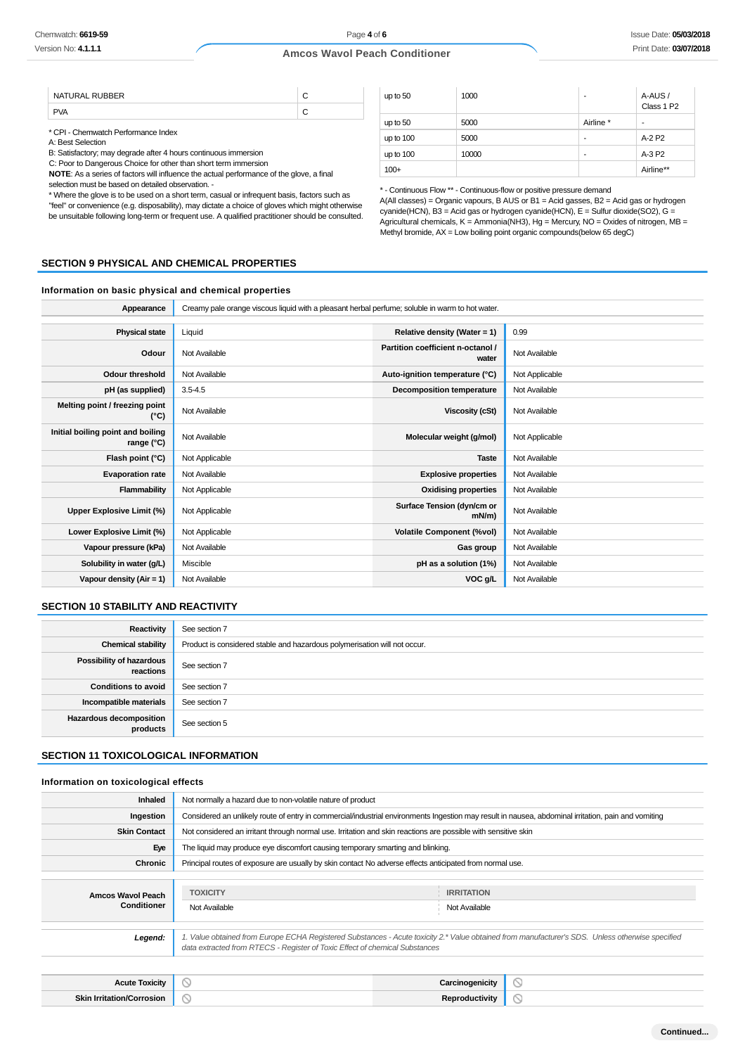| | |
|---|---|
| NATURAL RUBBER | C |
| PVA | C |

* CPI - Chemwatch Performance Index
A: Best Selection
B: Satisfactory; may degrade after 4 hours continuous immersion
C: Poor to Dangerous Choice for other than short term immersion
**NOTE**: As a series of factors will influence the actual performance of the glove, a final selection must be based on detailed observation. -
* Where the glove is to be used on a short term, casual or infrequent basis, factors such as "feel" or convenience (e.g. disposability), may dictate a choice of gloves which might otherwise be unsuitable following long-term or frequent use. A qualified practitioner should be consulted.

| | | | |
|---|---|---|---|
| up to 50 | 1000 | - | A-AUS / Class 1 P2 |
| up to 50 | 5000 | Airline * | - |
| up to 100 | 5000 | - | A-2 P2 |
| up to 100 | 10000 | - | A-3 P2 |
| 100+ | | | Airline** |

* - Continuous Flow ** - Continuous-flow or positive pressure demand
A(All classes) = Organic vapours, B AUS or B1 = Acid gasses, B2 = Acid gas or hydrogen cyanide(HCN), B3 = Acid gas or hydrogen cyanide(HCN), E = Sulfur dioxide(SO2), G = Agricultural chemicals, K = Ammonia(NH3), Hg = Mercury, NO = Oxides of nitrogen, MB = Methyl bromide, AX = Low boiling point organic compounds(below 65 degC)

## SECTION 9 PHYSICAL AND CHEMICAL PROPERTIES

### Information on basic physical and chemical properties

| | | | |
|---|---|---|---|
| **Appearance** | Creamy pale orange viscous liquid with a pleasant herbal perfume; soluble in warm to hot water. | | |
| **Physical state** | Liquid | **Relative density (Water = 1)** | 0.99 |
| **Odour** | Not Available | **Partition coefficient n-octanol / water** | Not Available |
| **Odour threshold** | Not Available | **Auto-ignition temperature (°C)** | Not Applicable |
| **pH (as supplied)** | 3.5-4.5 | **Decomposition temperature** | Not Available |
| **Melting point / freezing point (°C)** | Not Available | **Viscosity (cSt)** | Not Available |
| **Initial boiling point and boiling range (°C)** | Not Available | **Molecular weight (g/mol)** | Not Applicable |
| **Flash point (°C)** | Not Applicable | **Taste** | Not Available |
| **Evaporation rate** | Not Available | **Explosive properties** | Not Available |
| **Flammability** | Not Applicable | **Oxidising properties** | Not Available |
| **Upper Explosive Limit (%)** | Not Applicable | **Surface Tension (dyn/cm or mN/m)** | Not Available |
| **Lower Explosive Limit (%)** | Not Applicable | **Volatile Component (%vol)** | Not Available |
| **Vapour pressure (kPa)** | Not Available | **Gas group** | Not Available |
| **Solubility in water (g/L)** | Miscible | **pH as a solution (1%)** | Not Available |
| **Vapour density (Air = 1)** | Not Available | **VOC g/L** | Not Available |

## SECTION 10 STABILITY AND REACTIVITY

| | |
|---|---|
| **Reactivity** | See section 7 |
| **Chemical stability** | Product is considered stable and hazardous polymerisation will not occur. |
| **Possibility of hazardous reactions** | See section 7 |
| **Conditions to avoid** | See section 7 |
| **Incompatible materials** | See section 7 |
| **Hazardous decomposition products** | See section 5 |

## SECTION 11 TOXICOLOGICAL INFORMATION

### Information on toxicological effects

| | |
|---|---|
| **Inhaled** | Not normally a hazard due to non-volatile nature of product |
| **Ingestion** | Considered an unlikely route of entry in commercial/industrial environments Ingestion may result in nausea, abdominal irritation, pain and vomiting |
| **Skin Contact** | Not considered an irritant through normal use. Irritation and skin reactions are possible with sensitive skin |
| **Eye** | The liquid may produce eye discomfort causing temporary smarting and blinking. |
| **Chronic** | Principal routes of exposure are usually by skin contact No adverse effects anticipated from normal use. |

| | TOXICITY | IRRITATION |
|---|---|---|
| **Amcos Wavol Peach Conditioner** | Not Available | Not Available |

***Legend:*** *1. Value obtained from Europe ECHA Registered Substances - Acute toxicity 2.* Value obtained from manufacturer's SDS. Unless otherwise specified data extracted from RTECS - Register of Toxic Effect of chemical Substances*

| | | | |
|---|---|---|---|
| **Acute Toxicity** | ⦸ | **Carcinogenicity** | ⦸ |
| **Skin Irritation/Corrosion** | ⦸ | **Reproductivity** | ⦸ |

**Continued...**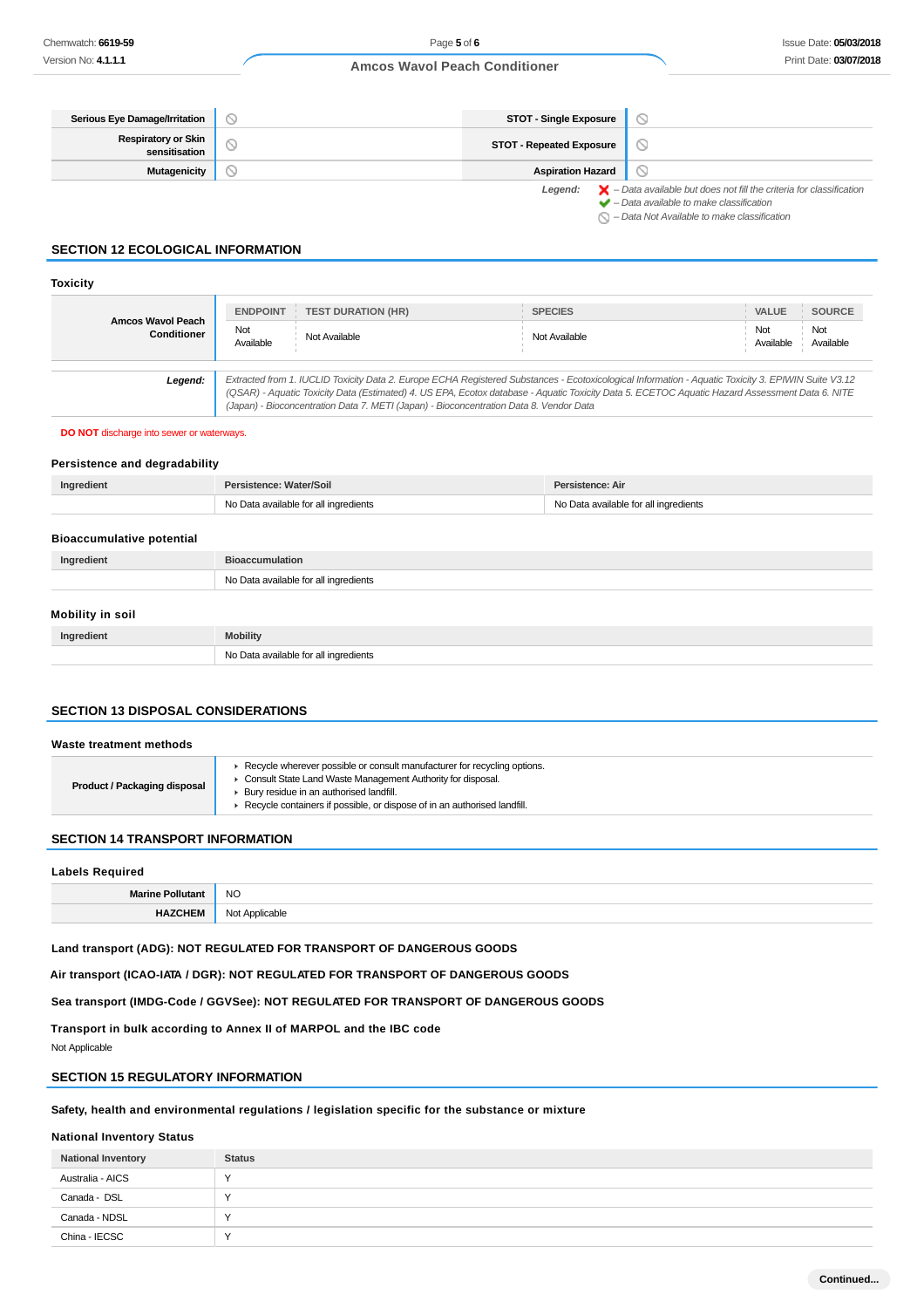| | | | |
|---|---|---|---|
| **Serious Eye Damage/Irritation** | ⃠ | **STOT - Single Exposure** | ⃠ |
| **Respiratory or Skin sensitisation** | ⃠ | **STOT - Repeated Exposure** | ⃠ |
| **Mutagenicity** | ⃠ | **Aspiration Hazard** | ⃠ |

*Legend:*
*❌ – Data available but does not fill the criteria for classification*
*✔ – Data available to make classification*
*⃠ – Data Not Available to make classification*

## SECTION 12 ECOLOGICAL INFORMATION

### Toxicity

| | ENDPOINT | TEST DURATION (HR) | SPECIES | VALUE | SOURCE |
|---|---|---|---|---|---|
| **Amcos Wavol Peach Conditioner** | Not Available | Not Available | Not Available | Not Available | Not Available |

**Legend:** *Extracted from 1. IUCLID Toxicity Data 2. Europe ECHA Registered Substances - Ecotoxicological Information - Aquatic Toxicity 3. EPIWIN Suite V3.12 (QSAR) - Aquatic Toxicity Data (Estimated) 4. US EPA, Ecotox database - Aquatic Toxicity Data 5. ECETOC Aquatic Hazard Assessment Data 6. NITE (Japan) - Bioconcentration Data 7. METI (Japan) - Bioconcentration Data 8. Vendor Data*

**DO NOT** discharge into sewer or waterways.

### Persistence and degradability

| Ingredient | Persistence: Water/Soil | Persistence: Air |
|---|---|---|
| | No Data available for all ingredients | No Data available for all ingredients |

### Bioaccumulative potential

| Ingredient | Bioaccumulation |
|---|---|
| | No Data available for all ingredients |

### Mobility in soil

| Ingredient | Mobility |
|---|---|
| | No Data available for all ingredients |

## SECTION 13 DISPOSAL CONSIDERATIONS

### Waste treatment methods

| | |
|---|---|
| **Product / Packaging disposal** | ▸ Recycle wherever possible or consult manufacturer for recycling options.<br>▸ Consult State Land Waste Management Authority for disposal.<br>▸ Bury residue in an authorised landfill.<br>▸ Recycle containers if possible, or dispose of in an authorised landfill. |

## SECTION 14 TRANSPORT INFORMATION

### Labels Required

| | |
|---|---|
| **Marine Pollutant** | NO |
| **HAZCHEM** | Not Applicable |

### Land transport (ADG): NOT REGULATED FOR TRANSPORT OF DANGEROUS GOODS

### Air transport (ICAO-IATA / DGR): NOT REGULATED FOR TRANSPORT OF DANGEROUS GOODS

### Sea transport (IMDG-Code / GGVSee): NOT REGULATED FOR TRANSPORT OF DANGEROUS GOODS

### Transport in bulk according to Annex II of MARPOL and the IBC code

Not Applicable

## SECTION 15 REGULATORY INFORMATION

### Safety, health and environmental regulations / legislation specific for the substance or mixture

### National Inventory Status

| National Inventory | Status |
|---|---|
| Australia - AICS | Y |
| Canada - DSL | Y |
| Canada - NDSL | Y |
| China - IECSC | Y |

Continued...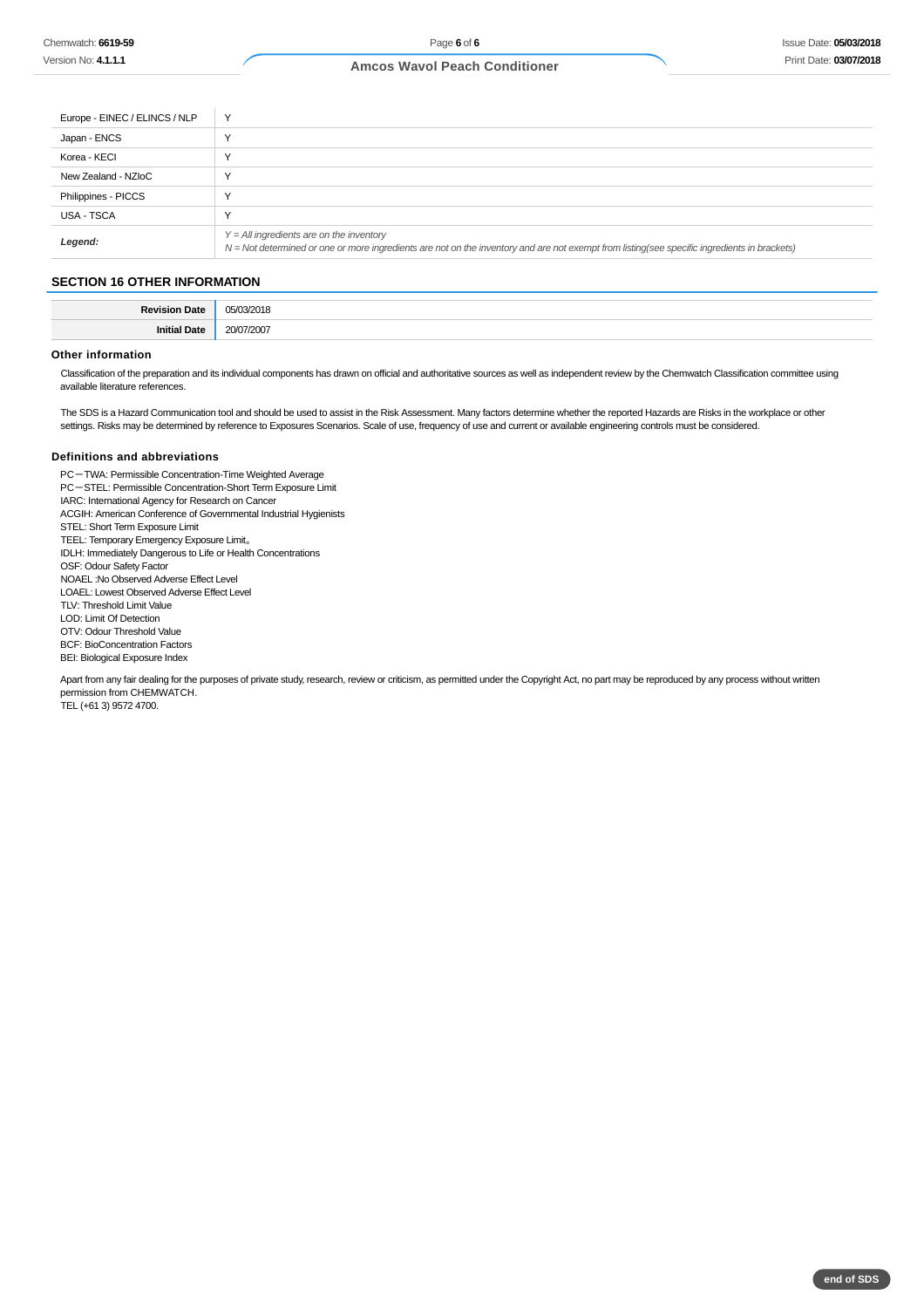| | |
|---|---|
| Europe - EINEC / ELINCS / NLP | Y |
| Japan - ENCS | Y |
| Korea - KECI | Y |
| New Zealand - NZIoC | Y |
| Philippines - PICCS | Y |
| USA - TSCA | Y |
| ***Legend:*** | *Y = All ingredients are on the inventory*<br>*N = Not determined or one or more ingredients are not on the inventory and are not exempt from listing(see specific ingredients in brackets)* |

## SECTION 16 OTHER INFORMATION

| | |
|---|---|
| **Revision Date** | 05/03/2018 |
| **Initial Date** | 20/07/2007 |

### Other information

Classification of the preparation and its individual components has drawn on official and authoritative sources as well as independent review by the Chemwatch Classification committee using available literature references.

The SDS is a Hazard Communication tool and should be used to assist in the Risk Assessment. Many factors determine whether the reported Hazards are Risks in the workplace or other settings. Risks may be determined by reference to Exposures Scenarios. Scale of use, frequency of use and current or available engineering controls must be considered.

### Definitions and abbreviations

PC－TWA: Permissible Concentration-Time Weighted Average
PC－STEL: Permissible Concentration-Short Term Exposure Limit
IARC: International Agency for Research on Cancer
ACGIH: American Conference of Governmental Industrial Hygienists
STEL: Short Term Exposure Limit
TEEL: Temporary Emergency Exposure Limit。
IDLH: Immediately Dangerous to Life or Health Concentrations
OSF: Odour Safety Factor
NOAEL :No Observed Adverse Effect Level
LOAEL: Lowest Observed Adverse Effect Level
TLV: Threshold Limit Value
LOD: Limit Of Detection
OTV: Odour Threshold Value
BCF: BioConcentration Factors
BEI: Biological Exposure Index

Apart from any fair dealing for the purposes of private study, research, review or criticism, as permitted under the Copyright Act, no part may be reproduced by any process without written permission from CHEMWATCH.
TEL (+61 3) 9572 4700.

**end of SDS**